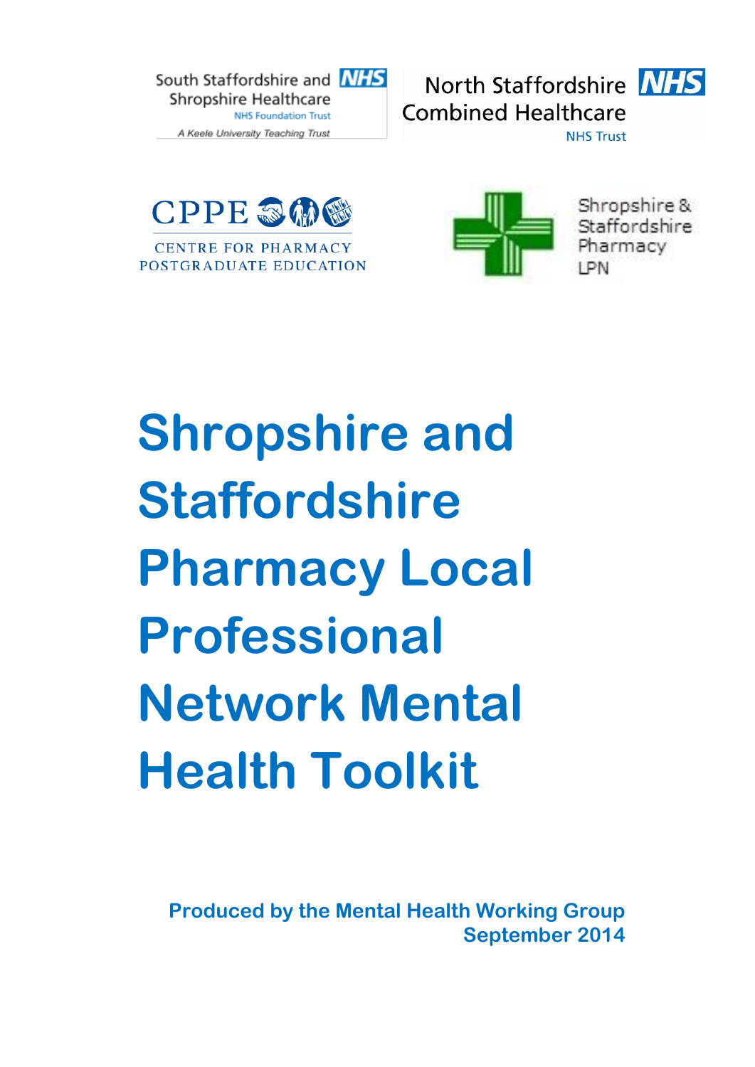South Staffordshire and Shropshire Healthcare NHS Foundation Trust

*A Keele University Teaching Trust*

North Staffordshire Combined Healthcare NHS Trust

CPPE Centre for Pharmacy Postgraduate Education

Shropshire & Staffordshire Pharmacy LPN

# Shropshire and Staffordshire Pharmacy Local Professional Network Mental Health Toolkit

**Produced by the Mental Health Working Group**
**September 2014**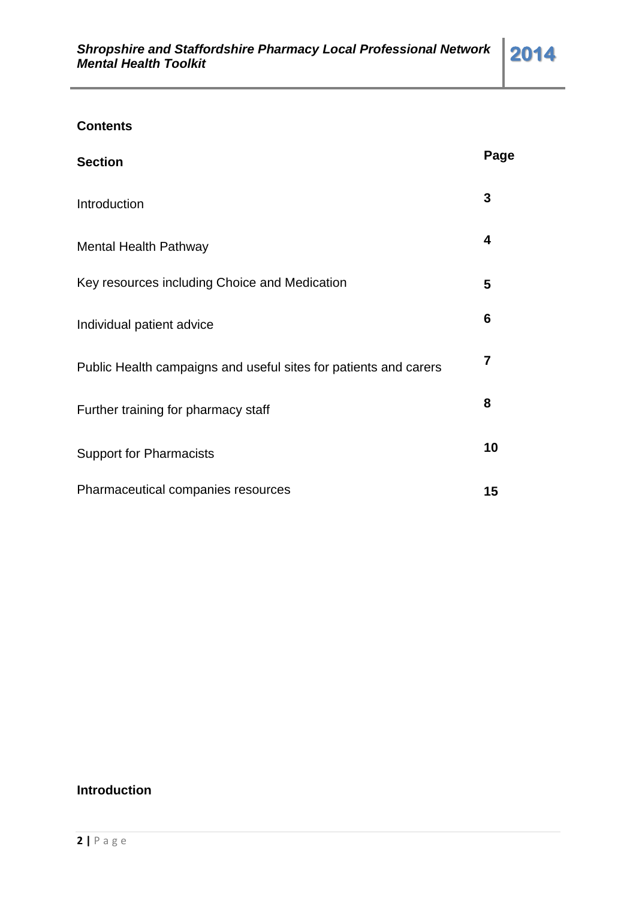**Contents**

| **Section** | **Page** |
|---|---|
| Introduction | **3** |
| Mental Health Pathway | **4** |
| Key resources including Choice and Medication | **5** |
| Individual patient advice | **6** |
| Public Health campaigns and useful sites for patients and carers | **7** |
| Further training for pharmacy staff | **8** |
| Support for Pharmacists | **10** |
| Pharmaceutical companies resources | **15** |

**Introduction**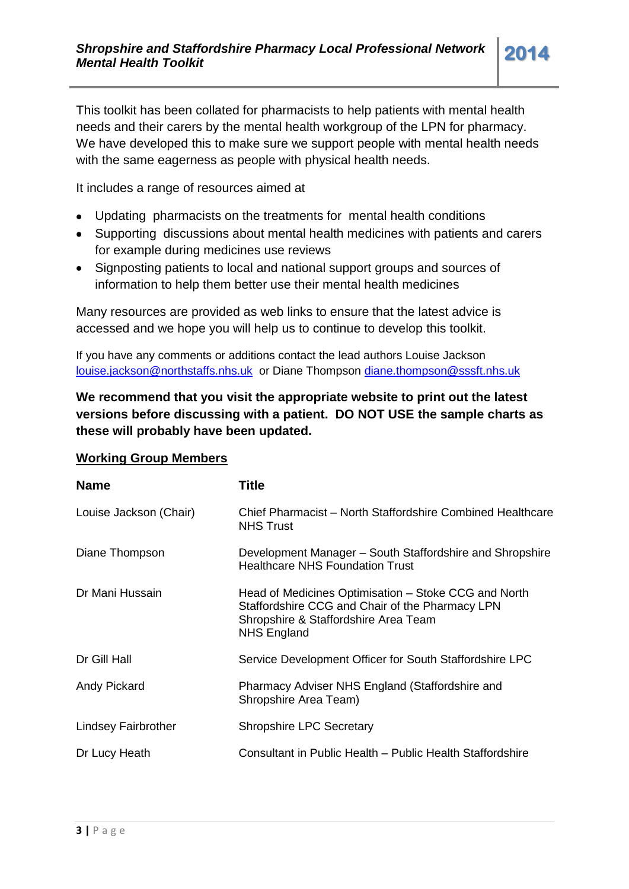This toolkit has been collated for pharmacists to help patients with mental health needs and their carers by the mental health workgroup of the LPN for pharmacy. We have developed this to make sure we support people with mental health needs with the same eagerness as people with physical health needs.

It includes a range of resources aimed at

- Updating pharmacists on the treatments for mental health conditions
- Supporting discussions about mental health medicines with patients and carers for example during medicines use reviews
- Signposting patients to local and national support groups and sources of information to help them better use their mental health medicines

Many resources are provided as web links to ensure that the latest advice is accessed and we hope you will help us to continue to develop this toolkit.

If you have any comments or additions contact the lead authors Louise Jackson louise.jackson@northstaffs.nhs.uk or Diane Thompson diane.thompson@sssft.nhs.uk

**We recommend that you visit the appropriate website to print out the latest versions before discussing with a patient. DO NOT USE the sample charts as these will probably have been updated.**

## Working Group Members

| Name | Title |
|---|---|
| Louise Jackson (Chair) | Chief Pharmacist – North Staffordshire Combined Healthcare NHS Trust |
| Diane Thompson | Development Manager – South Staffordshire and Shropshire Healthcare NHS Foundation Trust |
| Dr Mani Hussain | Head of Medicines Optimisation – Stoke CCG and North Staffordshire CCG and Chair of the Pharmacy LPN Shropshire & Staffordshire Area Team NHS England |
| Dr Gill Hall | Service Development Officer for South Staffordshire LPC |
| Andy Pickard | Pharmacy Adviser NHS England (Staffordshire and Shropshire Area Team) |
| Lindsey Fairbrother | Shropshire LPC Secretary |
| Dr Lucy Heath | Consultant in Public Health – Public Health Staffordshire |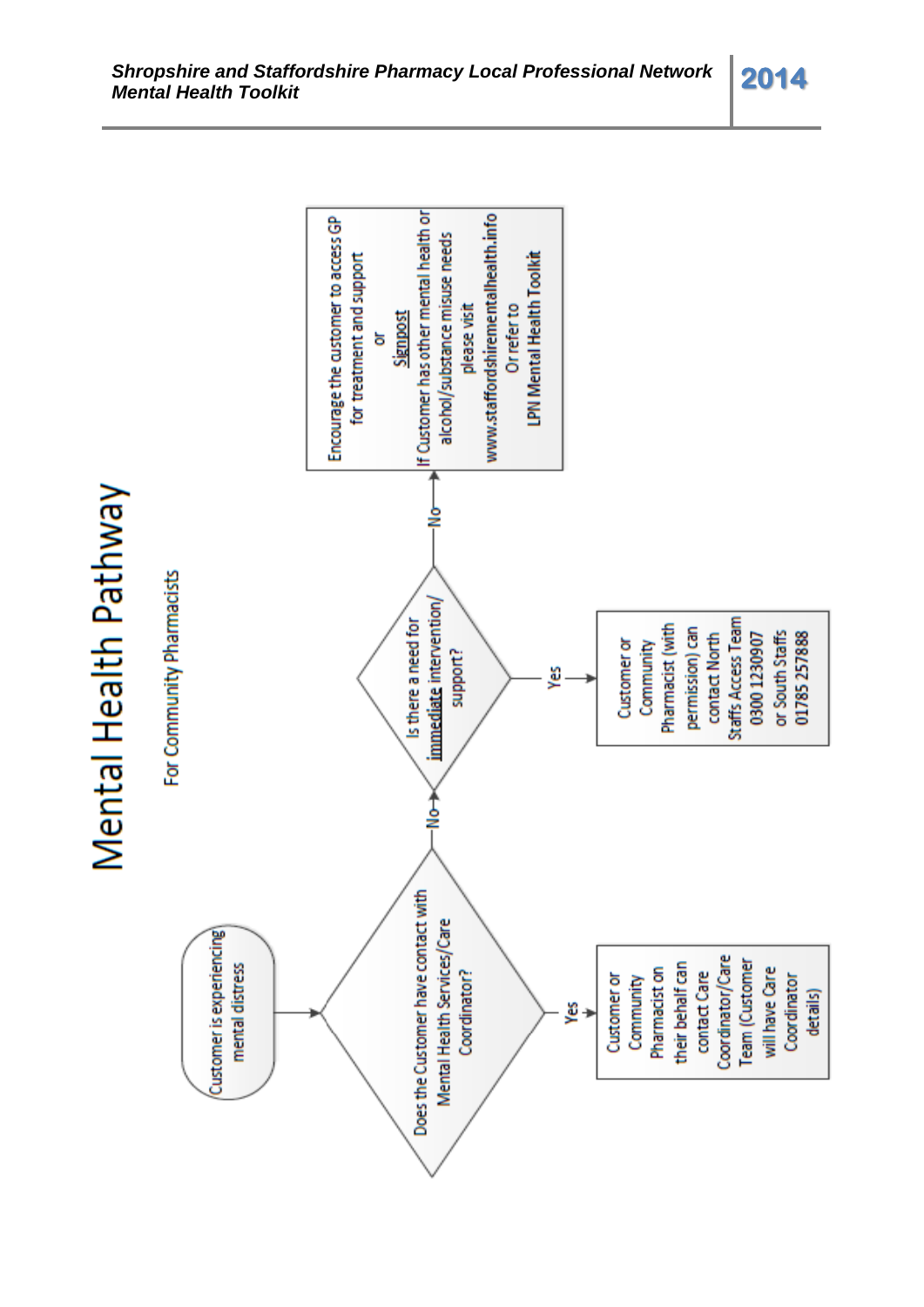# Mental Health Pathway

For Community Pharmacists

**Customer is experiencing mental distress**

↓

**Does the Customer have contact with Mental Health Services/Care Coordinator?**

- **Yes** → Customer or Community Pharmacist on their behalf can contact Care Coordinator/Care Team (Customer will have Care Coordinator details)
- **No** → **Is there a need for immediate intervention/ support?**
  - **Yes** → Customer or Community Pharmacist (with permission) can contact North Staffs Access Team 0300 1230907 or South Staffs 01785 257888
  - **No** → Encourage the customer to access GP for treatment and support or Signpost If Customer has other mental health or alcohol/substance misuse needs please visit www.staffordshirementalhealth.info Or refer to LPN Mental Health Toolkit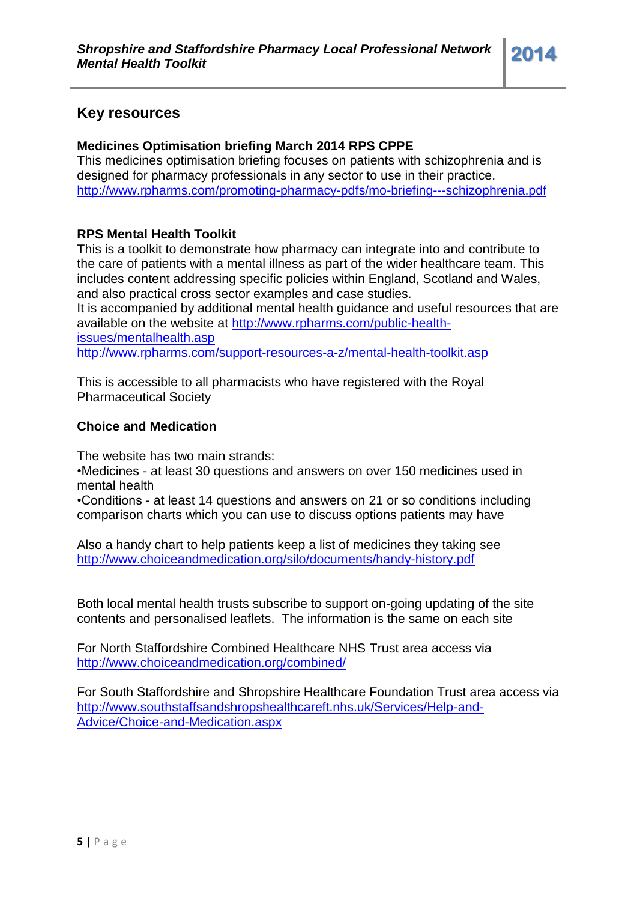## Key resources

**Medicines Optimisation briefing March 2014 RPS CPPE**

This medicines optimisation briefing focuses on patients with schizophrenia and is designed for pharmacy professionals in any sector to use in their practice.
http://www.rpharms.com/promoting-pharmacy-pdfs/mo-briefing---schizophrenia.pdf

**RPS Mental Health Toolkit**

This is a toolkit to demonstrate how pharmacy can integrate into and contribute to the care of patients with a mental illness as part of the wider healthcare team. This includes content addressing specific policies within England, Scotland and Wales, and also practical cross sector examples and case studies.
It is accompanied by additional mental health guidance and useful resources that are available on the website at http://www.rpharms.com/public-health-issues/mentalhealth.asp
http://www.rpharms.com/support-resources-a-z/mental-health-toolkit.asp

This is accessible to all pharmacists who have registered with the Royal Pharmaceutical Society

**Choice and Medication**

The website has two main strands:

•Medicines - at least 30 questions and answers on over 150 medicines used in mental health
•Conditions - at least 14 questions and answers on 21 or so conditions including comparison charts which you can use to discuss options patients may have

Also a handy chart to help patients keep a list of medicines they taking see
http://www.choiceandmedication.org/silo/documents/handy-history.pdf

Both local mental health trusts subscribe to support on-going updating of the site contents and personalised leaflets. The information is the same on each site

For North Staffordshire Combined Healthcare NHS Trust area access via
http://www.choiceandmedication.org/combined/

For South Staffordshire and Shropshire Healthcare Foundation Trust area access via
http://www.southstaffsandshropshealthcareft.nhs.uk/Services/Help-and-Advice/Choice-and-Medication.aspx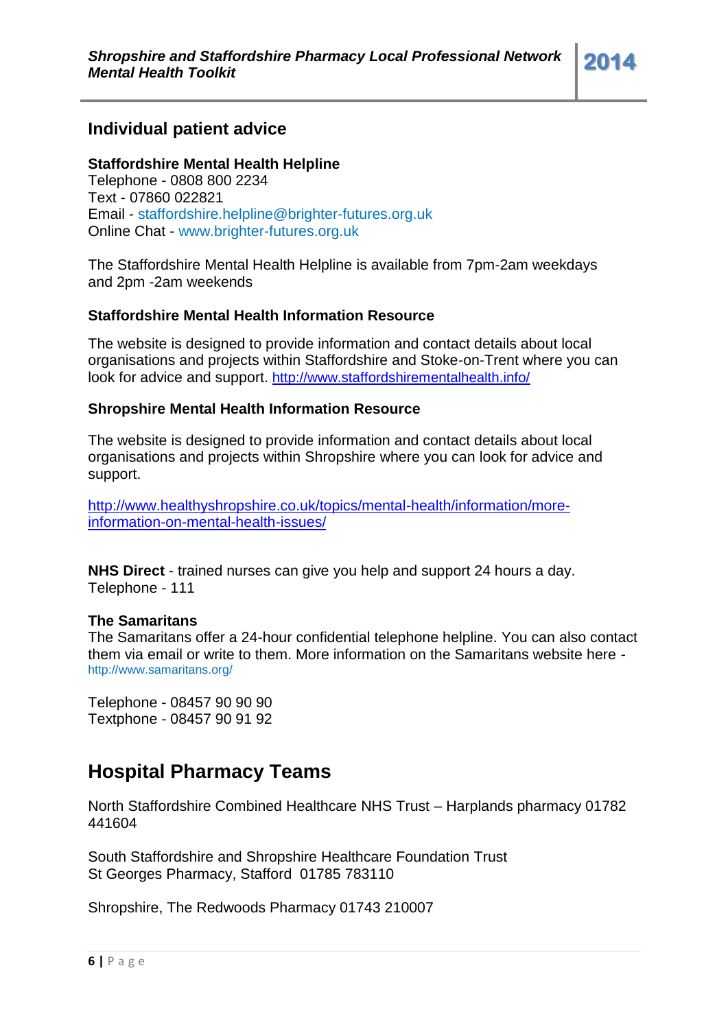## Individual patient advice

**Staffordshire Mental Health Helpline**
Telephone - 0808 800 2234
Text - 07860 022821
Email - staffordshire.helpline@brighter-futures.org.uk
Online Chat - www.brighter-futures.org.uk

The Staffordshire Mental Health Helpline is available from 7pm-2am weekdays and 2pm -2am weekends

### Staffordshire Mental Health Information Resource

The website is designed to provide information and contact details about local organisations and projects within Staffordshire and Stoke-on-Trent where you can look for advice and support. http://www.staffordshirementalhealth.info/

### Shropshire Mental Health Information Resource

The website is designed to provide information and contact details about local organisations and projects within Shropshire where you can look for advice and support.

http://www.healthyshropshire.co.uk/topics/mental-health/information/more-information-on-mental-health-issues/

**NHS Direct** - trained nurses can give you help and support 24 hours a day.
Telephone - 111

**The Samaritans**
The Samaritans offer a 24-hour confidential telephone helpline. You can also contact them via email or write to them. More information on the Samaritans website here - http://www.samaritans.org/

Telephone - 08457 90 90 90
Textphone - 08457 90 91 92

## Hospital Pharmacy Teams

North Staffordshire Combined Healthcare NHS Trust – Harplands pharmacy 01782 441604

South Staffordshire and Shropshire Healthcare Foundation Trust
St Georges Pharmacy, Stafford 01785 783110

Shropshire, The Redwoods Pharmacy 01743 210007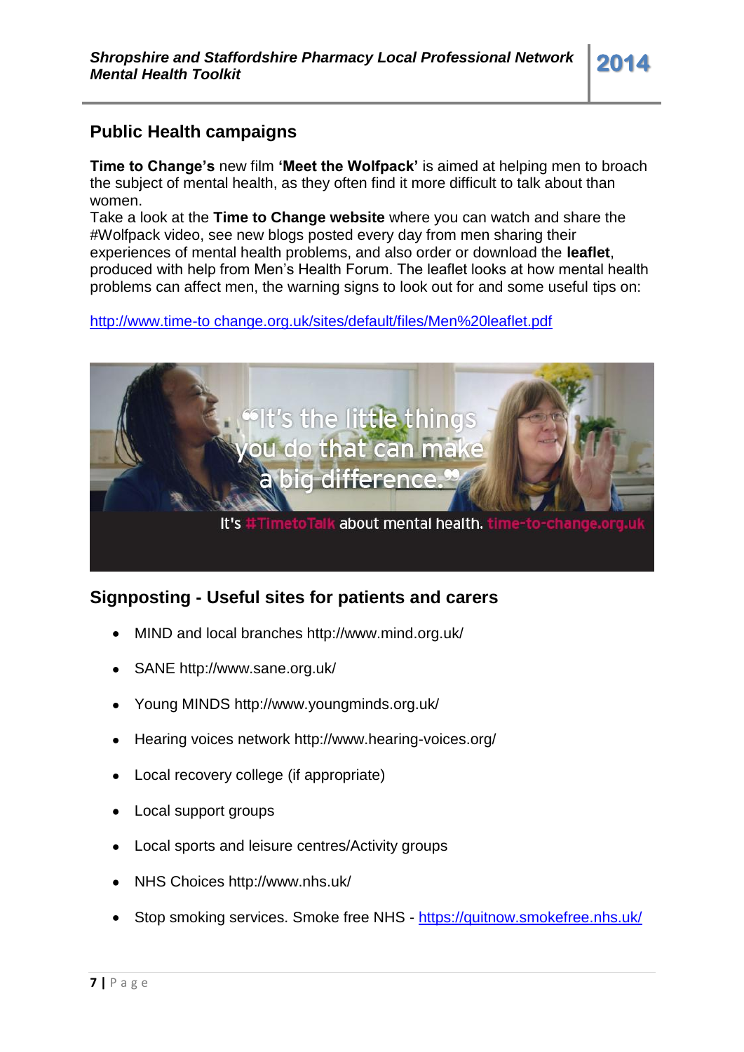## Public Health campaigns

**Time to Change's** new film **'Meet the Wolfpack'** is aimed at helping men to broach the subject of mental health, as they often find it more difficult to talk about than women.
Take a look at the **Time to Change website** where you can watch and share the #Wolfpack video, see new blogs posted every day from men sharing their experiences of mental health problems, and also order or download the **leaflet**, produced with help from Men's Health Forum. The leaflet looks at how mental health problems can affect men, the warning signs to look out for and some useful tips on:

http://www.time-to change.org.uk/sites/default/files/Men%20leaflet.pdf

"It's the little things you do that can make a big difference."

It's #TimetoTalk about mental health. time-to-change.org.uk

## Signposting - Useful sites for patients and carers

- MIND and local branches http://www.mind.org.uk/
- SANE http://www.sane.org.uk/
- Young MINDS http://www.youngminds.org.uk/
- Hearing voices network http://www.hearing-voices.org/
- Local recovery college (if appropriate)
- Local support groups
- Local sports and leisure centres/Activity groups
- NHS Choices http://www.nhs.uk/
- Stop smoking services. Smoke free NHS - https://quitnow.smokefree.nhs.uk/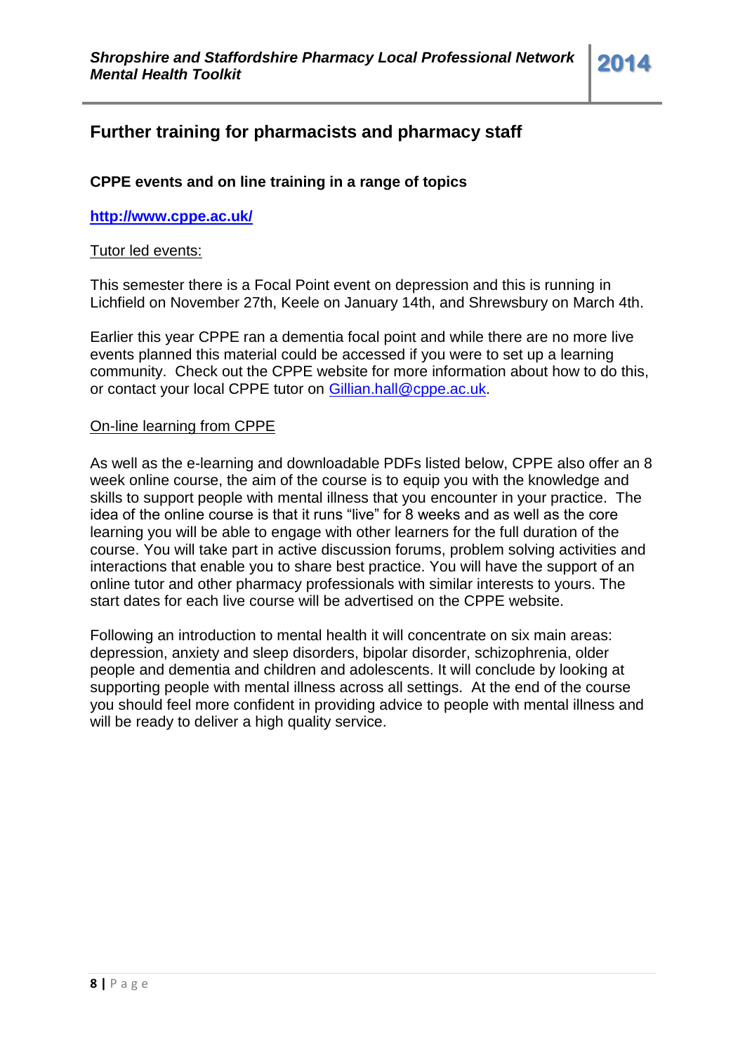## Further training for pharmacists and pharmacy staff

### CPPE events and on line training in a range of topics

**http://www.cppe.ac.uk/**

Tutor led events:

This semester there is a Focal Point event on depression and this is running in Lichfield on November 27th, Keele on January 14th, and Shrewsbury on March 4th.

Earlier this year CPPE ran a dementia focal point and while there are no more live events planned this material could be accessed if you were to set up a learning community. Check out the CPPE website for more information about how to do this, or contact your local CPPE tutor on Gillian.hall@cppe.ac.uk.

On-line learning from CPPE

As well as the e-learning and downloadable PDFs listed below, CPPE also offer an 8 week online course, the aim of the course is to equip you with the knowledge and skills to support people with mental illness that you encounter in your practice. The idea of the online course is that it runs "live" for 8 weeks and as well as the core learning you will be able to engage with other learners for the full duration of the course. You will take part in active discussion forums, problem solving activities and interactions that enable you to share best practice. You will have the support of an online tutor and other pharmacy professionals with similar interests to yours. The start dates for each live course will be advertised on the CPPE website.

Following an introduction to mental health it will concentrate on six main areas: depression, anxiety and sleep disorders, bipolar disorder, schizophrenia, older people and dementia and children and adolescents. It will conclude by looking at supporting people with mental illness across all settings. At the end of the course you should feel more confident in providing advice to people with mental illness and will be ready to deliver a high quality service.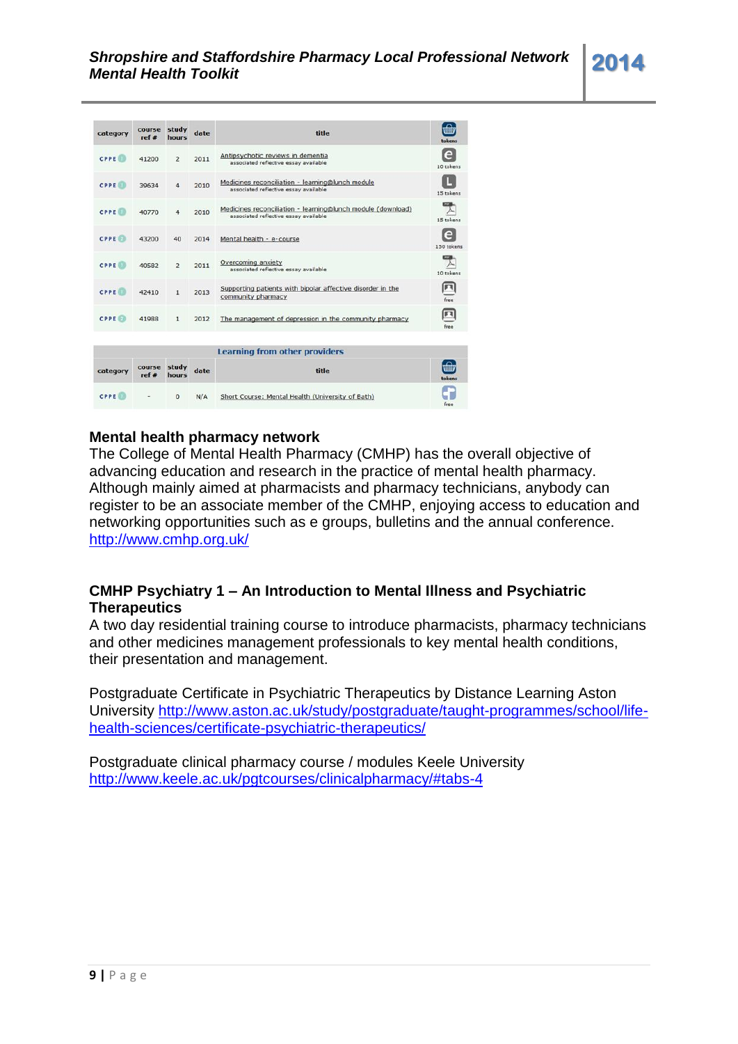| category | course ref # | study hours | date | title | tokens |
|---|---|---|---|---|---|
| CPPE | 41200 | 2 | 2011 | Antipsychotic reviews in dementia<br>associated reflective essay available | 10 tokens |
| CPPE | 39634 | 4 | 2010 | Medicines reconciliation - learning@lunch module<br>associated reflective essay available | 15 tokens |
| CPPE | 40770 | 4 | 2010 | Medicines reconciliation - learning@lunch module (download)<br>associated reflective essay available | 15 tokens |
| CPPE | 43200 | 40 | 2014 | Mental health - e-course | 150 tokens |
| CPPE | 40582 | 2 | 2011 | Overcoming anxiety<br>associated reflective essay available | 10 tokens |
| CPPE | 42410 | 1 | 2013 | Supporting patients with bipolar affective disorder in the community pharmacy | free |
| CPPE | 41988 | 1 | 2012 | The management of depression in the community pharmacy | free |

| Learning from other providers | | | | | |
|---|---|---|---|---|---|
| category | course ref # | study hours | date | title | tokens |
| CPPE | - | 0 | N/A | Short Course: Mental Health (University of Bath) | free |

## Mental health pharmacy network

The College of Mental Health Pharmacy (CMHP) has the overall objective of advancing education and research in the practice of mental health pharmacy. Although mainly aimed at pharmacists and pharmacy technicians, anybody can register to be an associate member of the CMHP, enjoying access to education and networking opportunities such as e groups, bulletins and the annual conference. http://www.cmhp.org.uk/

## CMHP Psychiatry 1 – An Introduction to Mental Illness and Psychiatric Therapeutics

A two day residential training course to introduce pharmacists, pharmacy technicians and other medicines management professionals to key mental health conditions, their presentation and management.

Postgraduate Certificate in Psychiatric Therapeutics by Distance Learning Aston University http://www.aston.ac.uk/study/postgraduate/taught-programmes/school/life-health-sciences/certificate-psychiatric-therapeutics/

Postgraduate clinical pharmacy course / modules Keele University http://www.keele.ac.uk/pgtcourses/clinicalpharmacy/#tabs-4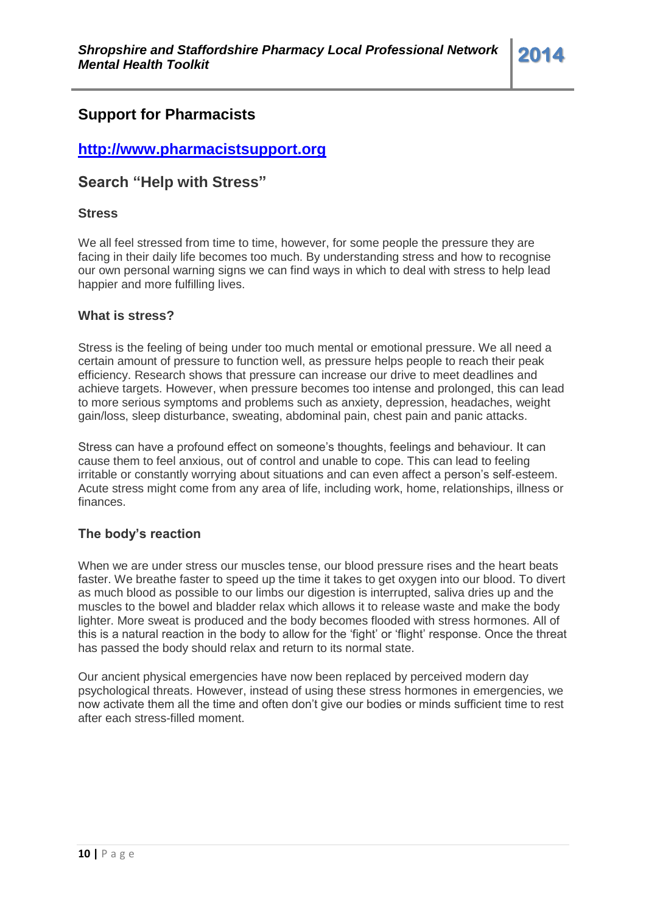## Support for Pharmacists

## [http://www.pharmacistsupport.org](http://www.pharmacistsupport.org)

## Search "Help with Stress"

### Stress

We all feel stressed from time to time, however, for some people the pressure they are facing in their daily life becomes too much. By understanding stress and how to recognise our own personal warning signs we can find ways in which to deal with stress to help lead happier and more fulfilling lives.

### What is stress?

Stress is the feeling of being under too much mental or emotional pressure. We all need a certain amount of pressure to function well, as pressure helps people to reach their peak efficiency. Research shows that pressure can increase our drive to meet deadlines and achieve targets. However, when pressure becomes too intense and prolonged, this can lead to more serious symptoms and problems such as anxiety, depression, headaches, weight gain/loss, sleep disturbance, sweating, abdominal pain, chest pain and panic attacks.

Stress can have a profound effect on someone's thoughts, feelings and behaviour. It can cause them to feel anxious, out of control and unable to cope. This can lead to feeling irritable or constantly worrying about situations and can even affect a person's self-esteem. Acute stress might come from any area of life, including work, home, relationships, illness or finances.

### The body's reaction

When we are under stress our muscles tense, our blood pressure rises and the heart beats faster. We breathe faster to speed up the time it takes to get oxygen into our blood. To divert as much blood as possible to our limbs our digestion is interrupted, saliva dries up and the muscles to the bowel and bladder relax which allows it to release waste and make the body lighter. More sweat is produced and the body becomes flooded with stress hormones. All of this is a natural reaction in the body to allow for the 'fight' or 'flight' response. Once the threat has passed the body should relax and return to its normal state.

Our ancient physical emergencies have now been replaced by perceived modern day psychological threats. However, instead of using these stress hormones in emergencies, we now activate them all the time and often don't give our bodies or minds sufficient time to rest after each stress-filled moment.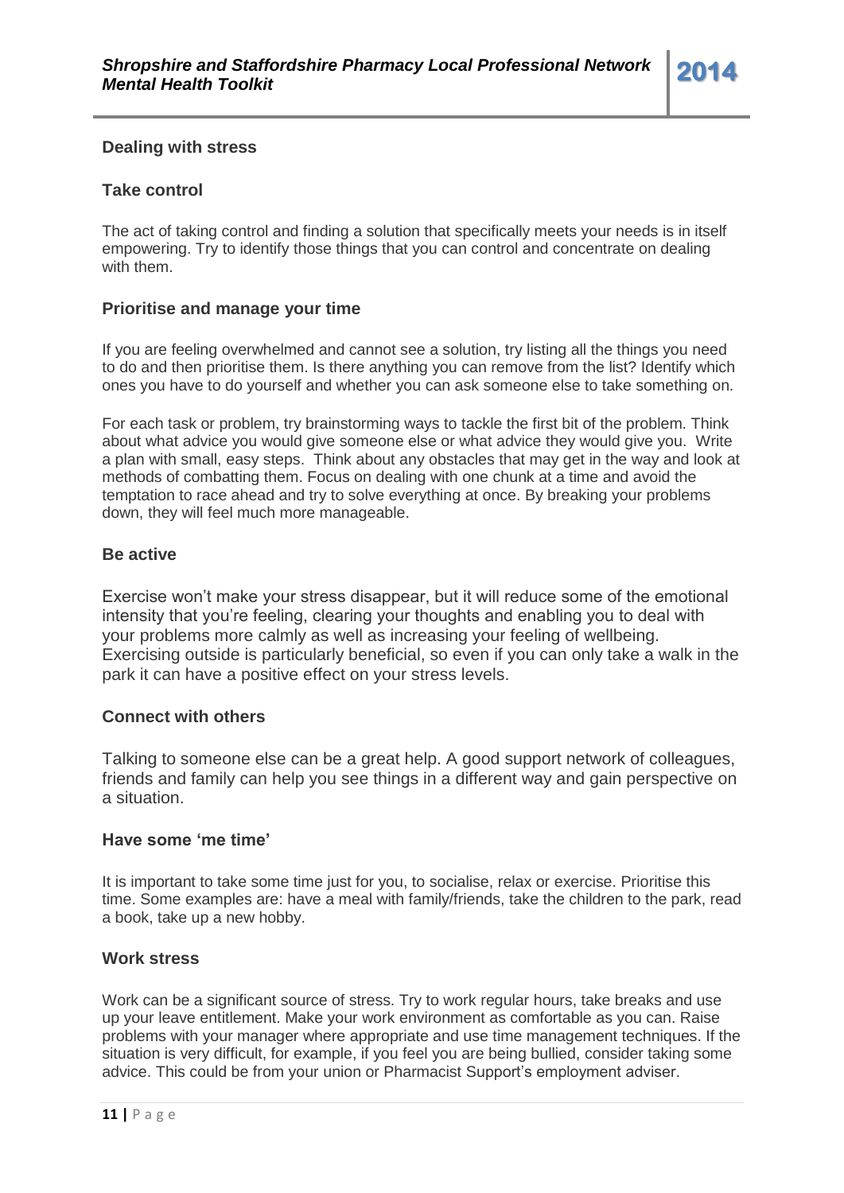## Dealing with stress

### Take control

The act of taking control and finding a solution that specifically meets your needs is in itself empowering. Try to identify those things that you can control and concentrate on dealing with them.

### Prioritise and manage your time

If you are feeling overwhelmed and cannot see a solution, try listing all the things you need to do and then prioritise them. Is there anything you can remove from the list? Identify which ones you have to do yourself and whether you can ask someone else to take something on.

For each task or problem, try brainstorming ways to tackle the first bit of the problem. Think about what advice you would give someone else or what advice they would give you. Write a plan with small, easy steps. Think about any obstacles that may get in the way and look at methods of combatting them. Focus on dealing with one chunk at a time and avoid the temptation to race ahead and try to solve everything at once. By breaking your problems down, they will feel much more manageable.

### Be active

Exercise won't make your stress disappear, but it will reduce some of the emotional intensity that you're feeling, clearing your thoughts and enabling you to deal with your problems more calmly as well as increasing your feeling of wellbeing. Exercising outside is particularly beneficial, so even if you can only take a walk in the park it can have a positive effect on your stress levels.

### Connect with others

Talking to someone else can be a great help. A good support network of colleagues, friends and family can help you see things in a different way and gain perspective on a situation.

### Have some 'me time'

It is important to take some time just for you, to socialise, relax or exercise. Prioritise this time. Some examples are: have a meal with family/friends, take the children to the park, read a book, take up a new hobby.

### Work stress

Work can be a significant source of stress. Try to work regular hours, take breaks and use up your leave entitlement. Make your work environment as comfortable as you can. Raise problems with your manager where appropriate and use time management techniques. If the situation is very difficult, for example, if you feel you are being bullied, consider taking some advice. This could be from your union or Pharmacist Support's employment adviser.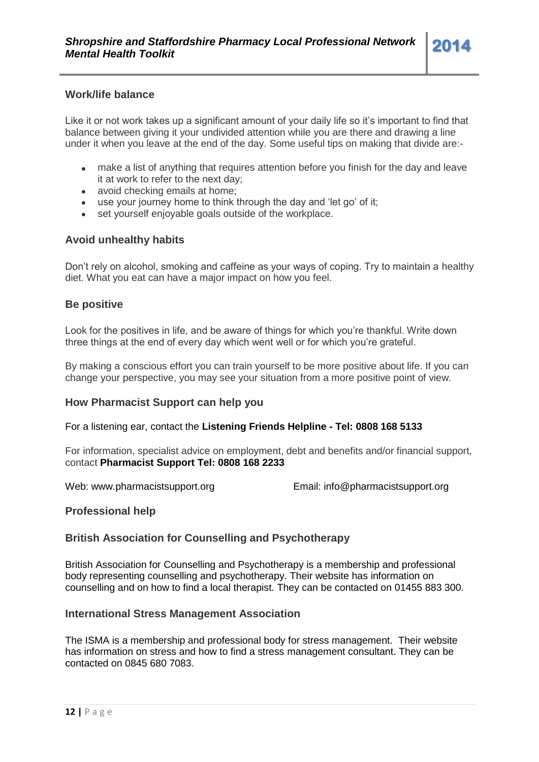## Work/life balance

Like it or not work takes up a significant amount of your daily life so it's important to find that balance between giving it your undivided attention while you are there and drawing a line under it when you leave at the end of the day. Some useful tips on making that divide are:-

- make a list of anything that requires attention before you finish for the day and leave it at work to refer to the next day;
- avoid checking emails at home;
- use your journey home to think through the day and 'let go' of it;
- set yourself enjoyable goals outside of the workplace.

## Avoid unhealthy habits

Don't rely on alcohol, smoking and caffeine as your ways of coping. Try to maintain a healthy diet. What you eat can have a major impact on how you feel.

## Be positive

Look for the positives in life, and be aware of things for which you're thankful. Write down three things at the end of every day which went well or for which you're grateful.

By making a conscious effort you can train yourself to be more positive about life. If you can change your perspective, you may see your situation from a more positive point of view.

## How Pharmacist Support can help you

For a listening ear, contact the **Listening Friends Helpline - Tel: 0808 168 5133**

For information, specialist advice on employment, debt and benefits and/or financial support, contact **Pharmacist Support Tel: 0808 168 2233**

Web: www.pharmacistsupport.org    Email: info@pharmacistsupport.org

## Professional help

## British Association for Counselling and Psychotherapy

British Association for Counselling and Psychotherapy is a membership and professional body representing counselling and psychotherapy. Their website has information on counselling and on how to find a local therapist. They can be contacted on 01455 883 300.

## International Stress Management Association

The ISMA is a membership and professional body for stress management. Their website has information on stress and how to find a stress management consultant. They can be contacted on 0845 680 7083.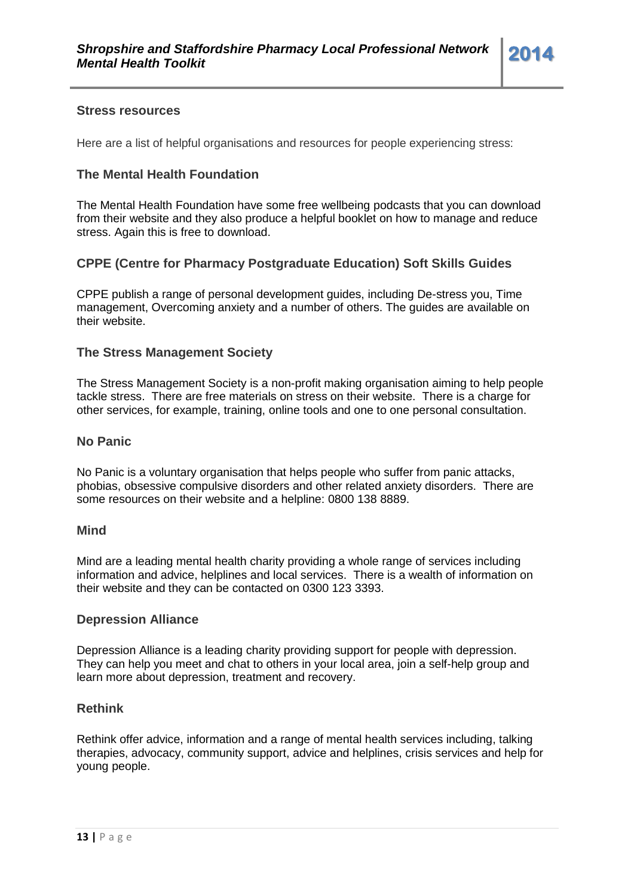## Stress resources

Here are a list of helpful organisations and resources for people experiencing stress:

### The Mental Health Foundation

The Mental Health Foundation have some free wellbeing podcasts that you can download from their website and they also produce a helpful booklet on how to manage and reduce stress. Again this is free to download.

### CPPE (Centre for Pharmacy Postgraduate Education) Soft Skills Guides

CPPE publish a range of personal development guides, including De-stress you, Time management, Overcoming anxiety and a number of others. The guides are available on their website.

### The Stress Management Society

The Stress Management Society is a non-profit making organisation aiming to help people tackle stress. There are free materials on stress on their website. There is a charge for other services, for example, training, online tools and one to one personal consultation.

### No Panic

No Panic is a voluntary organisation that helps people who suffer from panic attacks, phobias, obsessive compulsive disorders and other related anxiety disorders. There are some resources on their website and a helpline: 0800 138 8889.

### Mind

Mind are a leading mental health charity providing a whole range of services including information and advice, helplines and local services. There is a wealth of information on their website and they can be contacted on 0300 123 3393.

### Depression Alliance

Depression Alliance is a leading charity providing support for people with depression. They can help you meet and chat to others in your local area, join a self-help group and learn more about depression, treatment and recovery.

### Rethink

Rethink offer advice, information and a range of mental health services including, talking therapies, advocacy, community support, advice and helplines, crisis services and help for young people.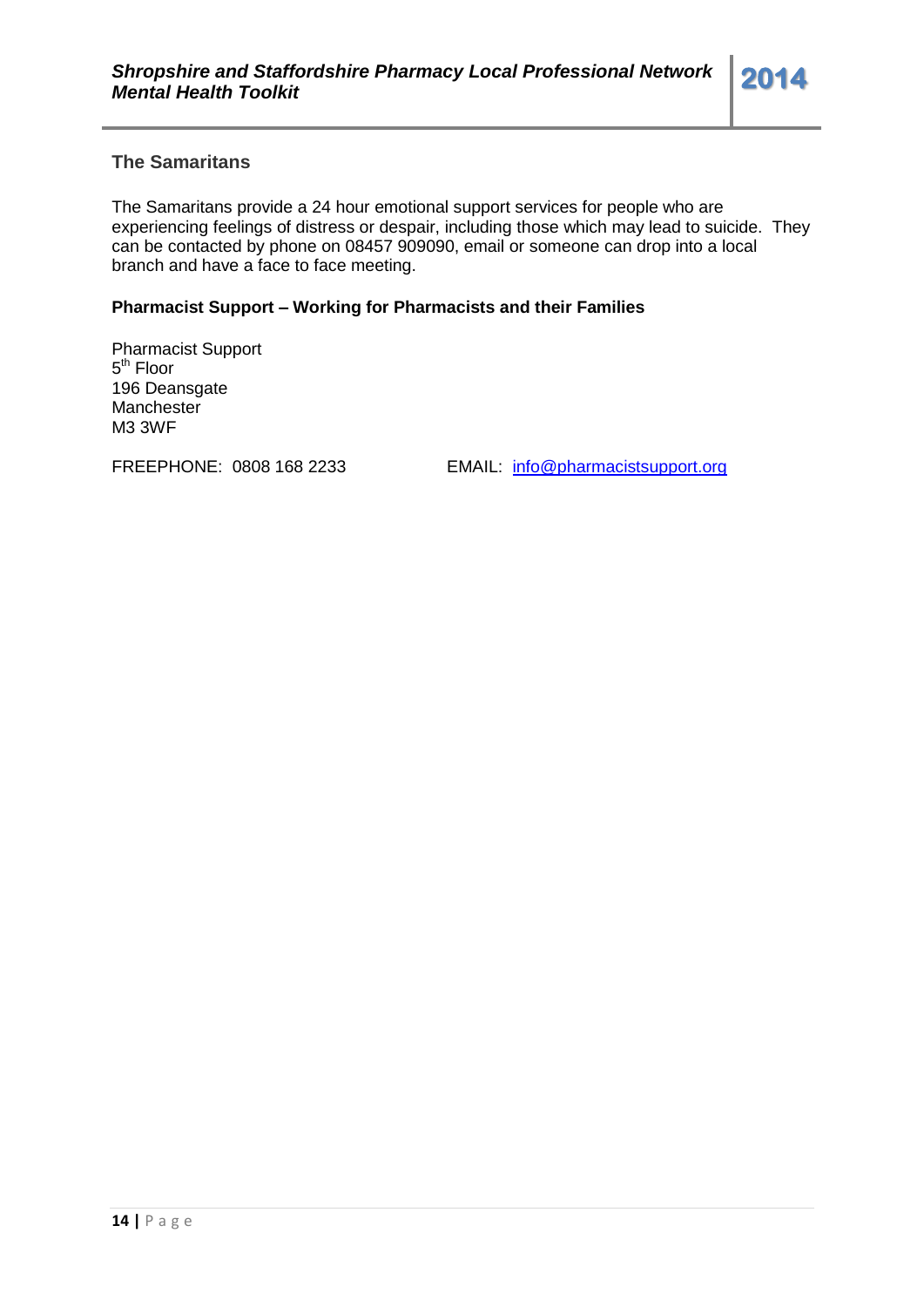## The Samaritans

The Samaritans provide a 24 hour emotional support services for people who are experiencing feelings of distress or despair, including those which may lead to suicide. They can be contacted by phone on 08457 909090, email or someone can drop into a local branch and have a face to face meeting.

**Pharmacist Support – Working for Pharmacists and their Families**

Pharmacist Support
5th Floor
196 Deansgate
Manchester
M3 3WF

FREEPHONE: 0808 168 2233 EMAIL: info@pharmacistsupport.org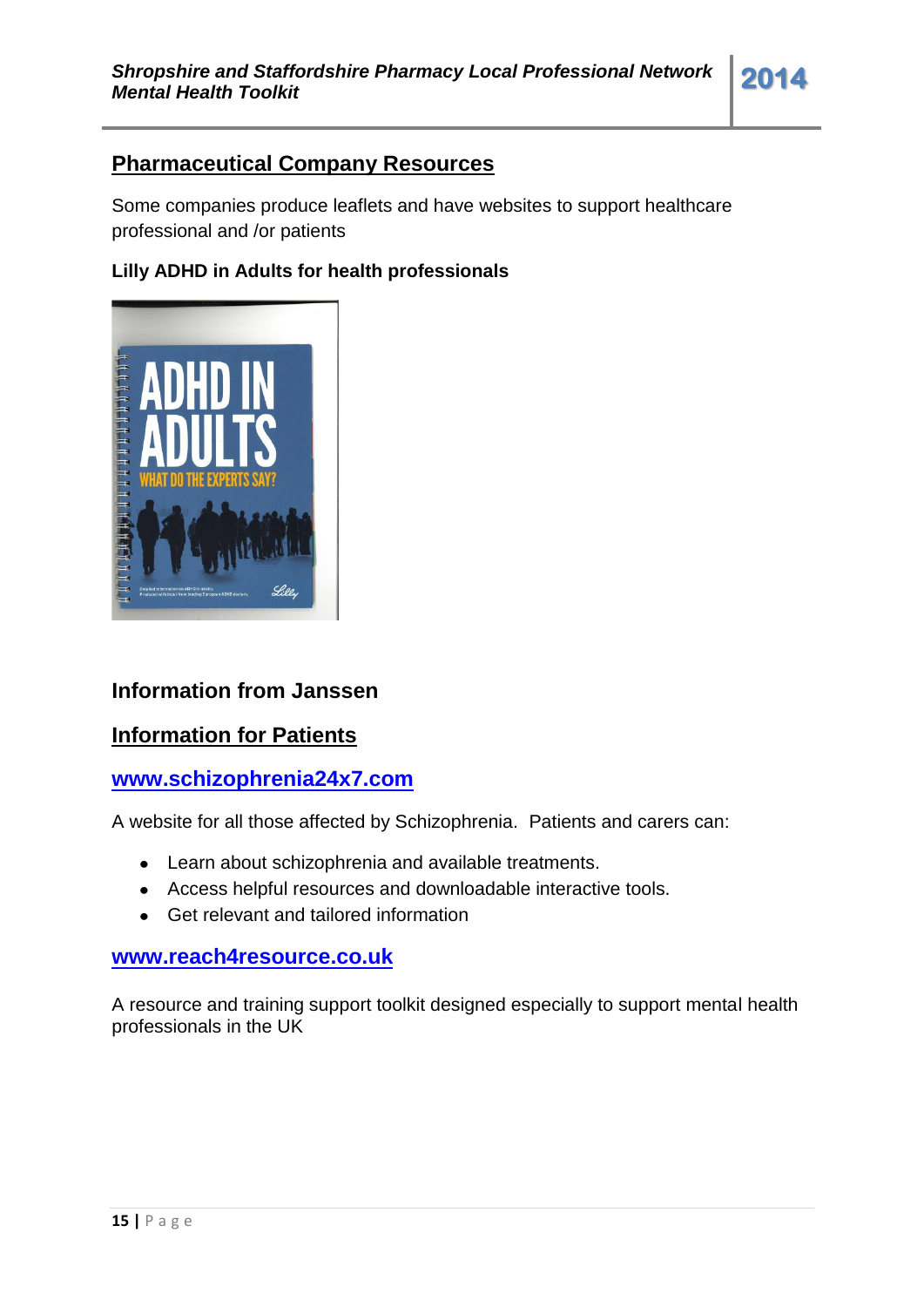## Pharmaceutical Company Resources

Some companies produce leaflets and have websites to support healthcare professional and /or patients

**Lilly ADHD in Adults for health professionals**

### Information from Janssen

## Information for Patients

### [www.schizophrenia24x7.com](www.schizophrenia24x7.com)

A website for all those affected by Schizophrenia. Patients and carers can:

- Learn about schizophrenia and available treatments.
- Access helpful resources and downloadable interactive tools.
- Get relevant and tailored information

### [www.reach4resource.co.uk](www.reach4resource.co.uk)

A resource and training support toolkit designed especially to support mental health professionals in the UK